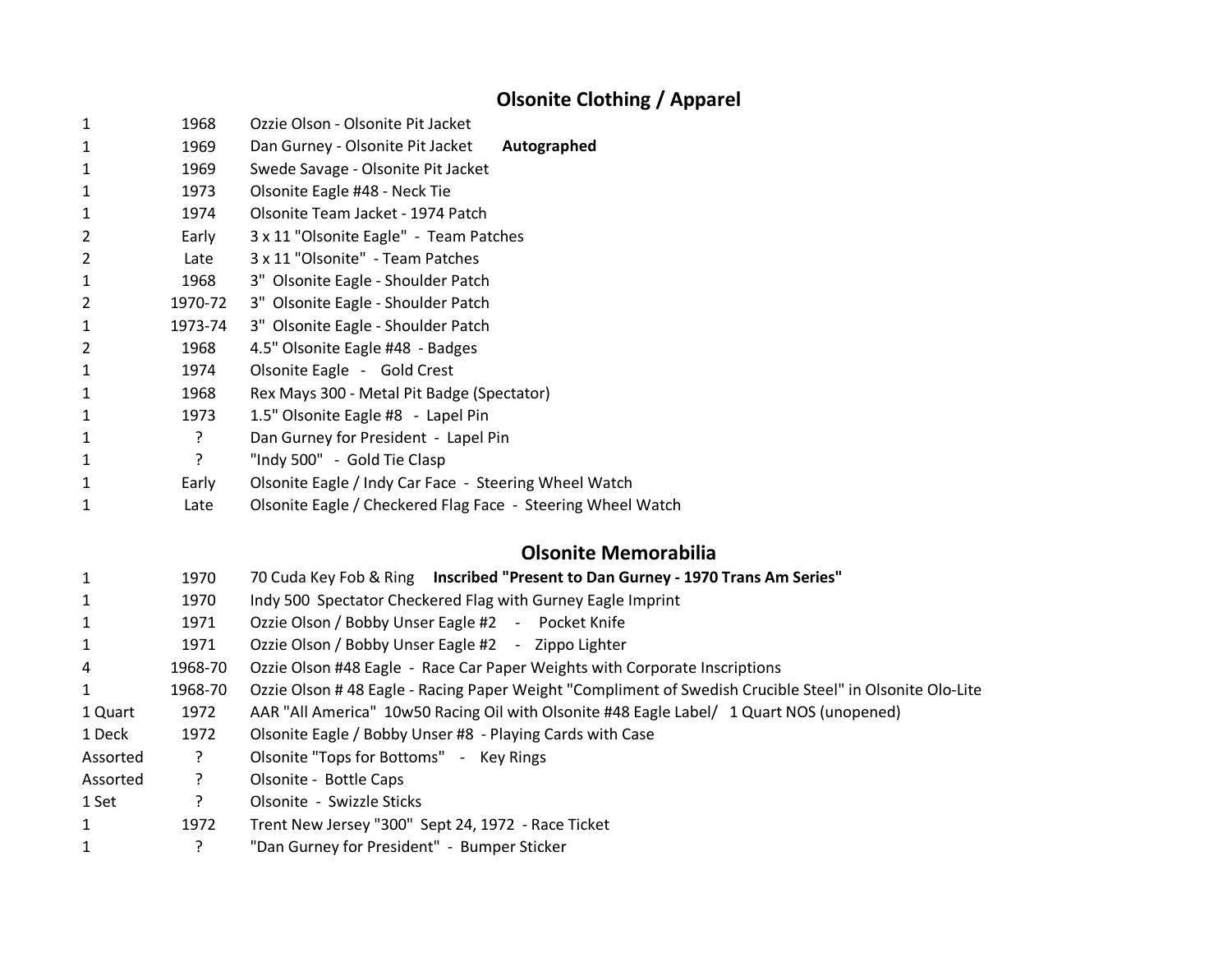## Olsonite Clothing / Apparel

| Qty | Year | Item |
|---|---|---|
| 1 | 1968 | Ozzie Olson - Olsonite Pit Jacket |
| 1 | 1969 | Dan Gurney - Olsonite Pit Jacket **Autographed** |
| 1 | 1969 | Swede Savage - Olsonite Pit Jacket |
| 1 | 1973 | Olsonite Eagle #48 - Neck Tie |
| 1 | 1974 | Olsonite Team Jacket - 1974 Patch |
| 2 | Early | 3 x 11 "Olsonite Eagle" - Team Patches |
| 2 | Late | 3 x 11 "Olsonite" - Team Patches |
| 1 | 1968 | 3" Olsonite Eagle - Shoulder Patch |
| 2 | 1970-72 | 3" Olsonite Eagle - Shoulder Patch |
| 1 | 1973-74 | 3" Olsonite Eagle - Shoulder Patch |
| 2 | 1968 | 4.5" Olsonite Eagle #48 - Badges |
| 1 | 1974 | Olsonite Eagle - Gold Crest |
| 1 | 1968 | Rex Mays 300 - Metal Pit Badge (Spectator) |
| 1 | 1973 | 1.5" Olsonite Eagle #8 - Lapel Pin |
| 1 | ? | Dan Gurney for President - Lapel Pin |
| 1 | ? | "Indy 500" - Gold Tie Clasp |
| 1 | Early | Olsonite Eagle / Indy Car Face - Steering Wheel Watch |
| 1 | Late | Olsonite Eagle / Checkered Flag Face - Steering Wheel Watch |

## Olsonite Memorabilia

| Qty | Year | Item |
|---|---|---|
| 1 | 1970 | 70 Cuda Key Fob & Ring **Inscribed "Present to Dan Gurney - 1970 Trans Am Series"** |
| 1 | 1970 | Indy 500 Spectator Checkered Flag with Gurney Eagle Imprint |
| 1 | 1971 | Ozzie Olson / Bobby Unser Eagle #2 - Pocket Knife |
| 1 | 1971 | Ozzie Olson / Bobby Unser Eagle #2 - Zippo Lighter |
| 4 | 1968-70 | Ozzie Olson #48 Eagle - Race Car Paper Weights with Corporate Inscriptions |
| 1 | 1968-70 | Ozzie Olson # 48 Eagle - Racing Paper Weight "Compliment of Swedish Crucible Steel" in Olsonite Olo-Lite |
| 1 Quart | 1972 | AAR "All America" 10w50 Racing Oil with Olsonite #48 Eagle Label/ 1 Quart NOS (unopened) |
| 1 Deck | 1972 | Olsonite Eagle / Bobby Unser #8 - Playing Cards with Case |
| Assorted | ? | Olsonite "Tops for Bottoms" - Key Rings |
| Assorted | ? | Olsonite - Bottle Caps |
| 1 Set | ? | Olsonite - Swizzle Sticks |
| 1 | 1972 | Trent New Jersey "300" Sept 24, 1972 - Race Ticket |
| 1 | ? | "Dan Gurney for President" - Bumper Sticker |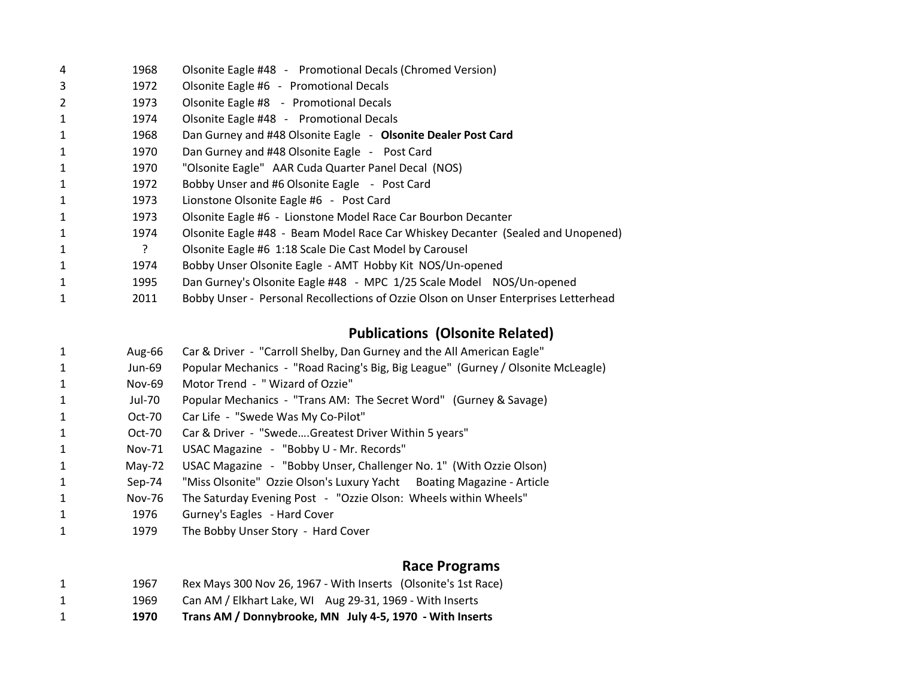| | | |
|---|---|---|
| 4 | 1968 | Olsonite Eagle #48 - Promotional Decals (Chromed Version) |
| 3 | 1972 | Olsonite Eagle #6 - Promotional Decals |
| 2 | 1973 | Olsonite Eagle #8 - Promotional Decals |
| 1 | 1974 | Olsonite Eagle #48 - Promotional Decals |
| 1 | 1968 | Dan Gurney and #48 Olsonite Eagle - **Olsonite Dealer Post Card** |
| 1 | 1970 | Dan Gurney and #48 Olsonite Eagle - Post Card |
| 1 | 1970 | "Olsonite Eagle" AAR Cuda Quarter Panel Decal (NOS) |
| 1 | 1972 | Bobby Unser and #6 Olsonite Eagle - Post Card |
| 1 | 1973 | Lionstone Olsonite Eagle #6 - Post Card |
| 1 | 1973 | Olsonite Eagle #6 - Lionstone Model Race Car Bourbon Decanter |
| 1 | 1974 | Olsonite Eagle #48 - Beam Model Race Car Whiskey Decanter (Sealed and Unopened) |
| 1 | ? | Olsonite Eagle #6 1:18 Scale Die Cast Model by Carousel |
| 1 | 1974 | Bobby Unser Olsonite Eagle - AMT Hobby Kit NOS/Un-opened |
| 1 | 1995 | Dan Gurney's Olsonite Eagle #48 - MPC 1/25 Scale Model NOS/Un-opened |
| 1 | 2011 | Bobby Unser - Personal Recollections of Ozzie Olson on Unser Enterprises Letterhead |

## Publications (Olsonite Related)

| | | |
|---|---|---|
| 1 | Aug-66 | Car & Driver - "Carroll Shelby, Dan Gurney and the All American Eagle" |
| 1 | Jun-69 | Popular Mechanics - "Road Racing's Big, Big League" (Gurney / Olsonite McLeagle) |
| 1 | Nov-69 | Motor Trend - " Wizard of Ozzie" |
| 1 | Jul-70 | Popular Mechanics - "Trans AM: The Secret Word" (Gurney & Savage) |
| 1 | Oct-70 | Car Life - "Swede Was My Co-Pilot" |
| 1 | Oct-70 | Car & Driver - "Swede....Greatest Driver Within 5 years" |
| 1 | Nov-71 | USAC Magazine - "Bobby U - Mr. Records" |
| 1 | May-72 | USAC Magazine - "Bobby Unser, Challenger No. 1" (With Ozzie Olson) |
| 1 | Sep-74 | "Miss Olsonite" Ozzie Olson's Luxury Yacht Boating Magazine - Article |
| 1 | Nov-76 | The Saturday Evening Post - "Ozzie Olson: Wheels within Wheels" |
| 1 | 1976 | Gurney's Eagles - Hard Cover |
| 1 | 1979 | The Bobby Unser Story - Hard Cover |

## Race Programs

| | | |
|---|---|---|
| 1 | 1967 | Rex Mays 300 Nov 26, 1967 - With Inserts (Olsonite's 1st Race) |
| 1 | 1969 | Can AM / Elkhart Lake, WI Aug 29-31, 1969 - With Inserts |
| 1 | **1970** | **Trans AM / Donnybrooke, MN July 4-5, 1970 - With Inserts** |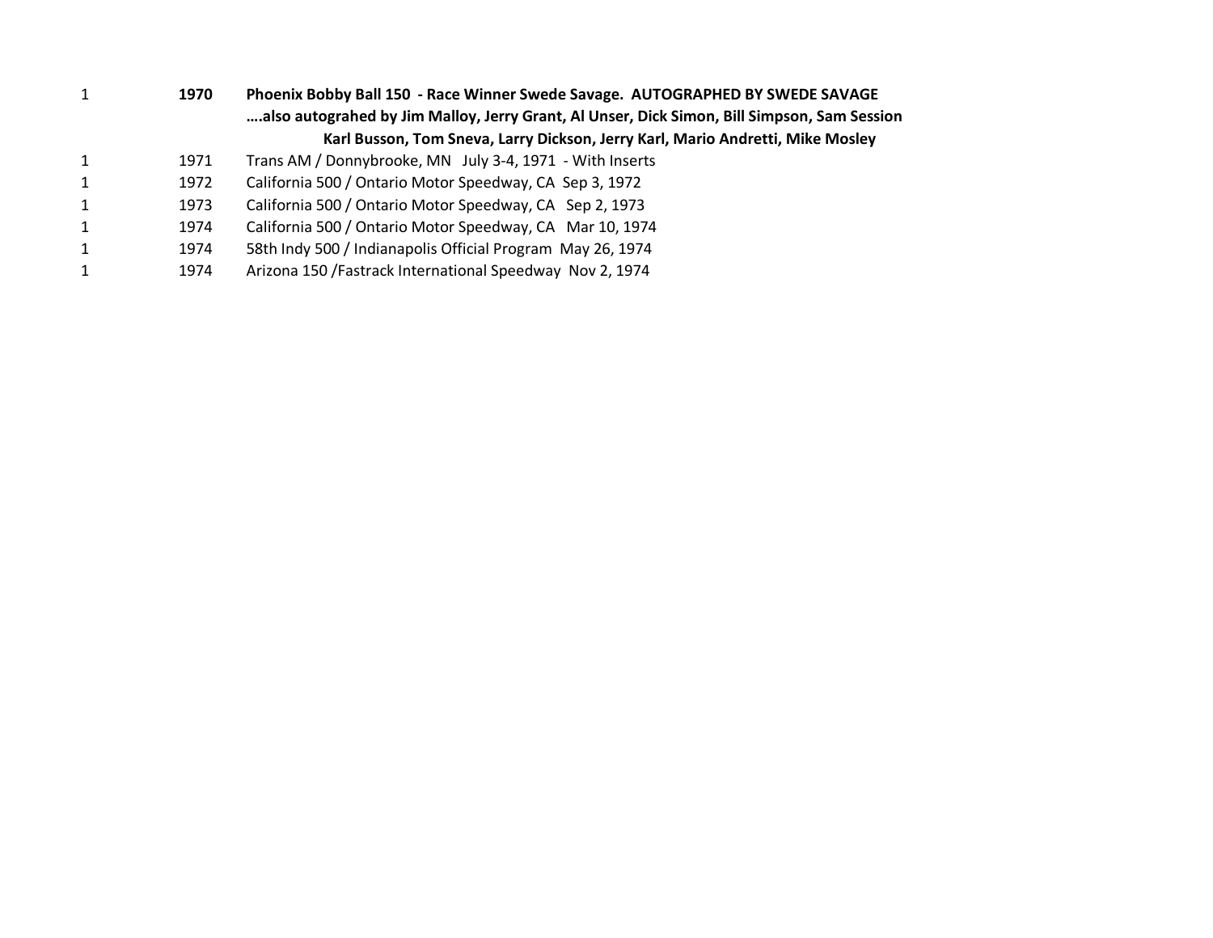| | | |
|---|---|---|
| 1 | **1970** | **Phoenix Bobby Ball 150 - Race Winner Swede Savage. AUTOGRAPHED BY SWEDE SAVAGE** **….also autograhed by Jim Malloy, Jerry Grant, Al Unser, Dick Simon, Bill Simpson, Sam Session** **Karl Busson, Tom Sneva, Larry Dickson, Jerry Karl, Mario Andretti, Mike Mosley** |
| 1 | 1971 | Trans AM / Donnybrooke, MN July 3-4, 1971 - With Inserts |
| 1 | 1972 | California 500 / Ontario Motor Speedway, CA Sep 3, 1972 |
| 1 | 1973 | California 500 / Ontario Motor Speedway, CA Sep 2, 1973 |
| 1 | 1974 | California 500 / Ontario Motor Speedway, CA Mar 10, 1974 |
| 1 | 1974 | 58th Indy 500 / Indianapolis Official Program May 26, 1974 |
| 1 | 1974 | Arizona 150 /Fastrack International Speedway Nov 2, 1974 |